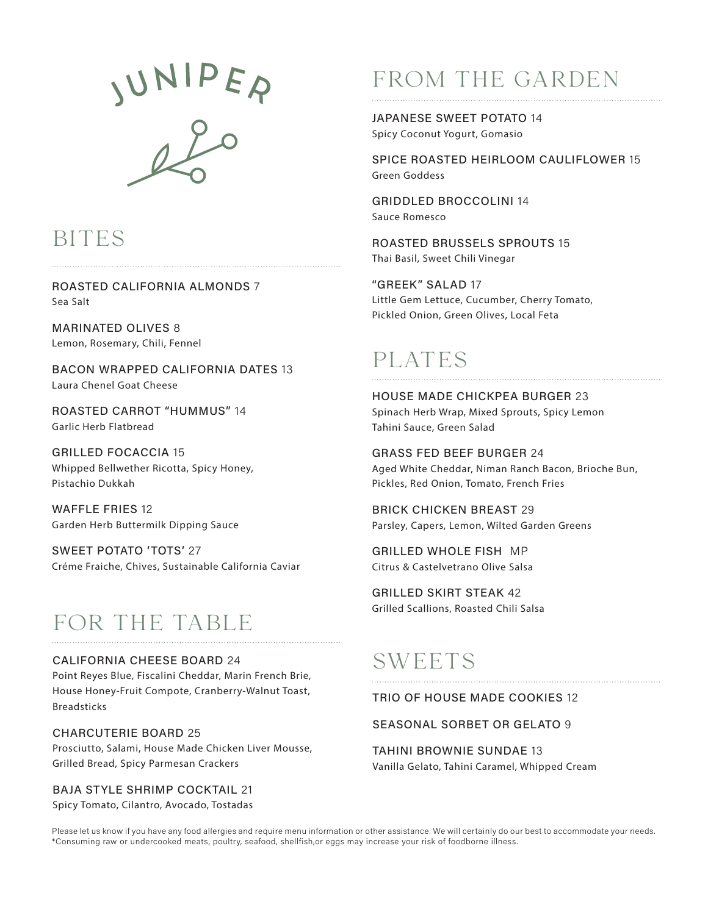# JUNIPER

## BITES

**ROASTED CALIFORNIA ALMONDS** 7
Sea Salt

**MARINATED OLIVES** 8
Lemon, Rosemary, Chili, Fennel

**BACON WRAPPED CALIFORNIA DATES** 13
Laura Chenel Goat Cheese

**ROASTED CARROT "HUMMUS"** 14
Garlic Herb Flatbread

**GRILLED FOCACCIA** 15
Whipped Bellwether Ricotta, Spicy Honey, Pistachio Dukkah

**WAFFLE FRIES** 12
Garden Herb Buttermilk Dipping Sauce

**SWEET POTATO 'TOTS'** 27
Créme Fraiche, Chives, Sustainable California Caviar

## FOR THE TABLE

**CALIFORNIA CHEESE BOARD** 24
Point Reyes Blue, Fiscalini Cheddar, Marin French Brie, House Honey-Fruit Compote, Cranberry-Walnut Toast, Breadsticks

**CHARCUTERIE BOARD** 25
Prosciutto, Salami, House Made Chicken Liver Mousse, Grilled Bread, Spicy Parmesan Crackers

**BAJA STYLE SHRIMP COCKTAIL** 21
Spicy Tomato, Cilantro, Avocado, Tostadas

## FROM THE GARDEN

**JAPANESE SWEET POTATO** 14
Spicy Coconut Yogurt, Gomasio

**SPICE ROASTED HEIRLOOM CAULIFLOWER** 15
Green Goddess

**GRIDDLED BROCCOLINI** 14
Sauce Romesco

**ROASTED BRUSSELS SPROUTS** 15
Thai Basil, Sweet Chili Vinegar

**"GREEK" SALAD** 17
Little Gem Lettuce, Cucumber, Cherry Tomato, Pickled Onion, Green Olives, Local Feta

## PLATES

**HOUSE MADE CHICKPEA BURGER** 23
Spinach Herb Wrap, Mixed Sprouts, Spicy Lemon Tahini Sauce, Green Salad

**GRASS FED BEEF BURGER** 24
Aged White Cheddar, Niman Ranch Bacon, Brioche Bun, Pickles, Red Onion, Tomato, French Fries

**BRICK CHICKEN BREAST** 29
Parsley, Capers, Lemon, Wilted Garden Greens

**GRILLED WHOLE FISH** MP
Citrus & Castelvetrano Olive Salsa

**GRILLED SKIRT STEAK** 42
Grilled Scallions, Roasted Chili Salsa

## SWEETS

**TRIO OF HOUSE MADE COOKIES** 12

**SEASONAL SORBET OR GELATO** 9

**TAHINI BROWNIE SUNDAE** 13
Vanilla Gelato, Tahini Caramel, Whipped Cream

Please let us know if you have any food allergies and require menu information or other assistance. We will certainly do our best to accommodate your needs.
*Consuming raw or undercooked meats, poultry, seafood, shellfish,or eggs may increase your risk of foodborne illness.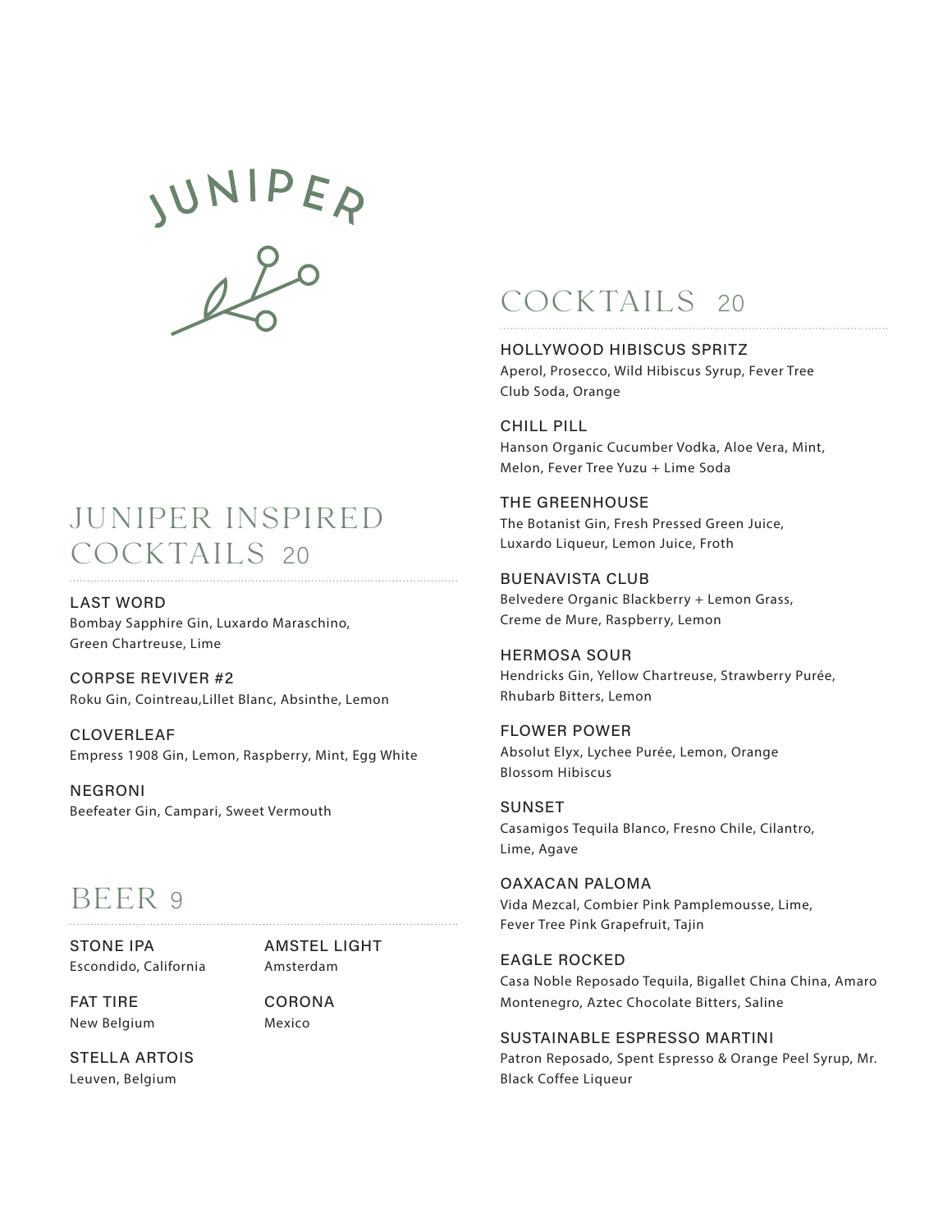# JUNIPER

## JUNIPER INSPIRED COCKTAILS 20

**LAST WORD**
Bombay Sapphire Gin, Luxardo Maraschino, Green Chartreuse, Lime

**CORPSE REVIVER #2**
Roku Gin, Cointreau,Lillet Blanc, Absinthe, Lemon

**CLOVERLEAF**
Empress 1908 Gin, Lemon, Raspberry, Mint, Egg White

**NEGRONI**
Beefeater Gin, Campari, Sweet Vermouth

## BEER 9

**STONE IPA**
Escondido, California

**FAT TIRE**
New Belgium

**STELLA ARTOIS**
Leuven, Belgium

**AMSTEL LIGHT**
Amsterdam

**CORONA**
Mexico

## COCKTAILS 20

**HOLLYWOOD HIBISCUS SPRITZ**
Aperol, Prosecco, Wild Hibiscus Syrup, Fever Tree Club Soda, Orange

**CHILL PILL**
Hanson Organic Cucumber Vodka, Aloe Vera, Mint, Melon, Fever Tree Yuzu + Lime Soda

**THE GREENHOUSE**
The Botanist Gin, Fresh Pressed Green Juice, Luxardo Liqueur, Lemon Juice, Froth

**BUENAVISTA CLUB**
Belvedere Organic Blackberry + Lemon Grass, Creme de Mure, Raspberry, Lemon

**HERMOSA SOUR**
Hendricks Gin, Yellow Chartreuse, Strawberry Purée, Rhubarb Bitters, Lemon

**FLOWER POWER**
Absolut Elyx, Lychee Purée, Lemon, Orange Blossom Hibiscus

**SUNSET**
Casamigos Tequila Blanco, Fresno Chile, Cilantro, Lime, Agave

**OAXACAN PALOMA**
Vida Mezcal, Combier Pink Pamplemousse, Lime, Fever Tree Pink Grapefruit, Tajin

**EAGLE ROCKED**
Casa Noble Reposado Tequila, Bigallet China China, Amaro Montenegro, Aztec Chocolate Bitters, Saline

**SUSTAINABLE ESPRESSO MARTINI**
Patron Reposado, Spent Espresso & Orange Peel Syrup, Mr. Black Coffee Liqueur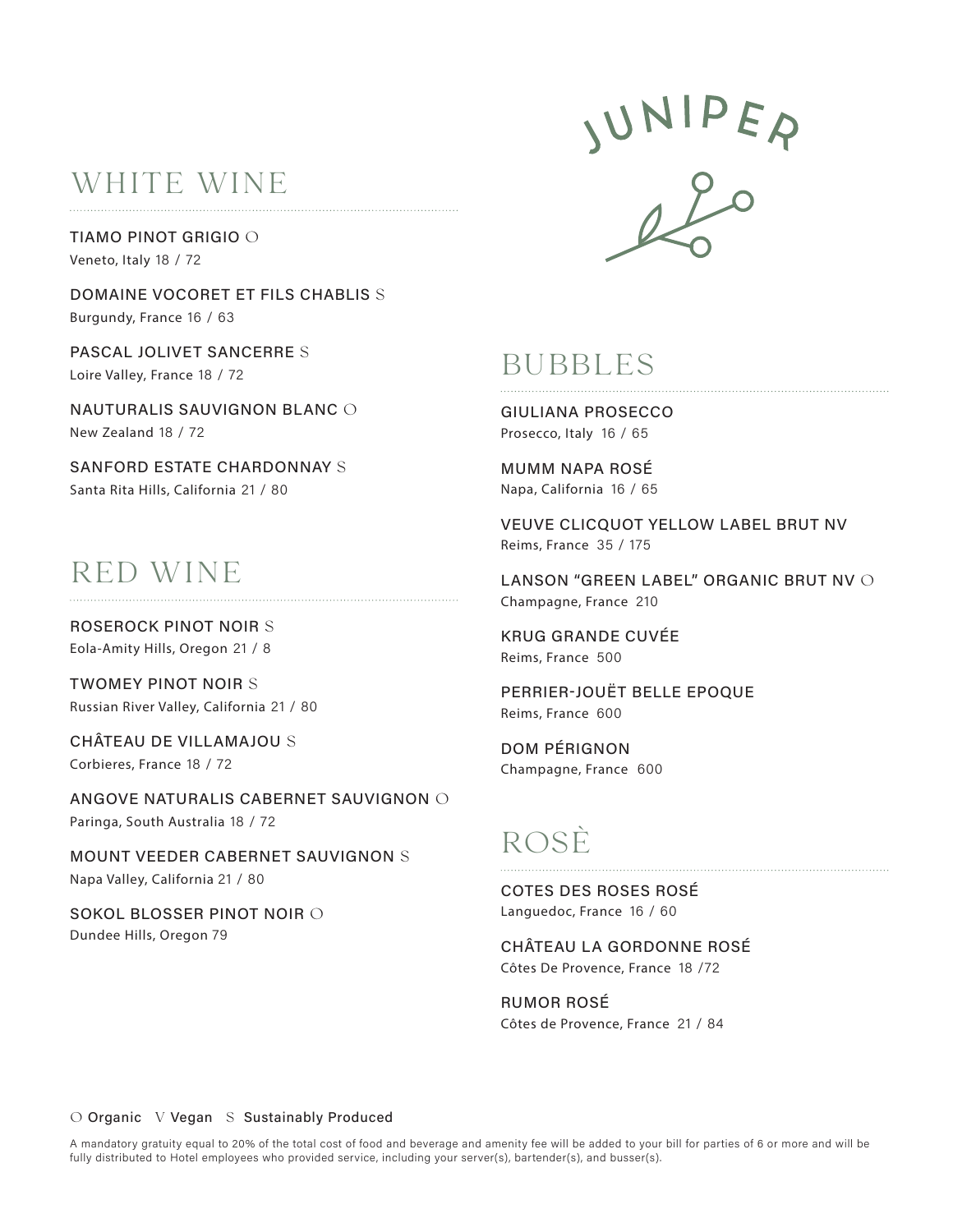# JUNIPER

## WHITE WINE

TIAMO PINOT GRIGIO O
Veneto, Italy 18 / 72

DOMAINE VOCORET ET FILS CHABLIS S
Burgundy, France 16 / 63

PASCAL JOLIVET SANCERRE S
Loire Valley, France 18 / 72

NAUTURALIS SAUVIGNON BLANC O
New Zealand 18 / 72

SANFORD ESTATE CHARDONNAY S
Santa Rita Hills, California 21 / 80

## RED WINE

ROSEROCK PINOT NOIR S
Eola-Amity Hills, Oregon 21 / 8

TWOMEY PINOT NOIR S
Russian River Valley, California 21 / 80

CHÂTEAU DE VILLAMAJOU S
Corbieres, France 18 / 72

ANGOVE NATURALIS CABERNET SAUVIGNON O
Paringa, South Australia 18 / 72

MOUNT VEEDER CABERNET SAUVIGNON S
Napa Valley, California 21 / 80

SOKOL BLOSSER PINOT NOIR O
Dundee Hills, Oregon 79

## BUBBLES

GIULIANA PROSECCO
Prosecco, Italy 16 / 65

MUMM NAPA ROSÉ
Napa, California 16 / 65

VEUVE CLICQUOT YELLOW LABEL BRUT NV
Reims, France 35 / 175

LANSON "GREEN LABEL" ORGANIC BRUT NV O
Champagne, France 210

KRUG GRANDE CUVÉE
Reims, France 500

PERRIER-JOUËT BELLE EPOQUE
Reims, France 600

DOM PÉRIGNON
Champagne, France 600

## ROSÈ

COTES DES ROSES ROSÉ
Languedoc, France 16 / 60

CHÂTEAU LA GORDONNE ROSÉ
Côtes De Provence, France 18 /72

RUMOR ROSÉ
Côtes de Provence, France 21 / 84

O Organic V Vegan S Sustainably Produced

A mandatory gratuity equal to 20% of the total cost of food and beverage and amenity fee will be added to your bill for parties of 6 or more and will be fully distributed to Hotel employees who provided service, including your server(s), bartender(s), and busser(s).